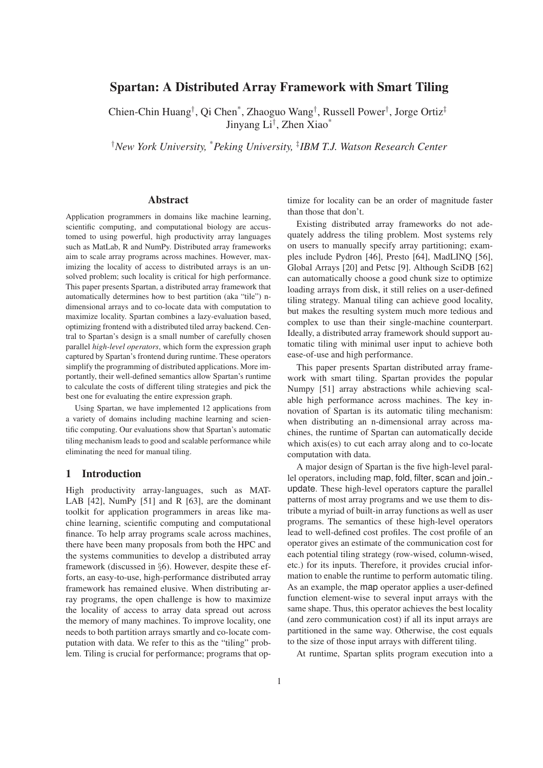# Spartan: A Distributed Array Framework with Smart Tiling

Chien-Chin Huang[†], Qi Chen[*], Zhaoguo Wang[†], Russell Power[†], Jorge Ortiz[‡]
Jinyang Li[†], Zhen Xiao[*]

[†]*New York University,* [*]*Peking University,* [‡]*IBM T.J. Watson Research Center*

## Abstract

Application programmers in domains like machine learning, scientific computing, and computational biology are accustomed to using powerful, high productivity array languages such as MatLab, R and NumPy. Distributed array frameworks aim to scale array programs across machines. However, maximizing the locality of access to distributed arrays is an unsolved problem; such locality is critical for high performance. This paper presents Spartan, a distributed array framework that automatically determines how to best partition (aka "tile") n-dimensional arrays and to co-locate data with computation to maximize locality. Spartan combines a lazy-evaluation based, optimizing frontend with a distributed tiled array backend. Central to Spartan's design is a small number of carefully chosen parallel *high-level operators*, which form the expression graph captured by Spartan's frontend during runtime. These operators simplify the programming of distributed applications. More importantly, their well-defined semantics allow Spartan's runtime to calculate the costs of different tiling strategies and pick the best one for evaluating the entire expression graph.

Using Spartan, we have implemented 12 applications from a variety of domains including machine learning and scientific computing. Our evaluations show that Spartan's automatic tiling mechanism leads to good and scalable performance while eliminating the need for manual tiling.

## 1 Introduction

High productivity array-languages, such as MATLAB [42], NumPy [51] and R [63], are the dominant toolkit for application programmers in areas like machine learning, scientific computing and computational finance. To help array programs scale across machines, there have been many proposals from both the HPC and the systems communities to develop a distributed array framework (discussed in §6). However, despite these efforts, an easy-to-use, high-performance distributed array framework has remained elusive. When distributing array programs, the open challenge is how to maximize the locality of access to array data spread out across the memory of many machines. To improve locality, one needs to both partition arrays smartly and co-locate computation with data. We refer to this as the "tiling" problem. Tiling is crucial for performance; programs that optimize for locality can be an order of magnitude faster than those that don't.

Existing distributed array frameworks do not adequately address the tiling problem. Most systems rely on users to manually specify array partitioning; examples include Pydron [46], Presto [64], MadLINQ [56], Global Arrays [20] and Petsc [9]. Although SciDB [62] can automatically choose a good chunk size to optimize loading arrays from disk, it still relies on a user-defined tiling strategy. Manual tiling can achieve good locality, but makes the resulting system much more tedious and complex to use than their single-machine counterpart. Ideally, a distributed array framework should support automatic tiling with minimal user input to achieve both ease-of-use and high performance.

This paper presents Spartan distributed array framework with smart tiling. Spartan provides the popular Numpy [51] array abstractions while achieving scalable high performance across machines. The key innovation of Spartan is its automatic tiling mechanism: when distributing an n-dimensional array across machines, the runtime of Spartan can automatically decide which axis(es) to cut each array along and to co-locate computation with data.

A major design of Spartan is the five high-level parallel operators, including map, fold, filter, scan and join_update. These high-level operators capture the parallel patterns of most array programs and we use them to distribute a myriad of built-in array functions as well as user programs. The semantics of these high-level operators lead to well-defined cost profiles. The cost profile of an operator gives an estimate of the communication cost for each potential tiling strategy (row-wised, column-wised, etc.) for its inputs. Therefore, it provides crucial information to enable the runtime to perform automatic tiling. As an example, the map operator applies a user-defined function element-wise to several input arrays with the same shape. Thus, this operator achieves the best locality (and zero communication cost) if all its input arrays are partitioned in the same way. Otherwise, the cost equals to the size of those input arrays with different tiling.

At runtime, Spartan splits program execution into a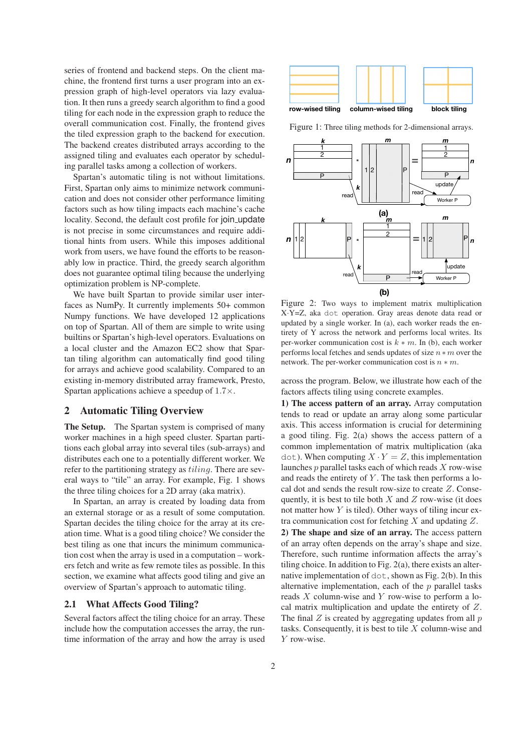series of frontend and backend steps. On the client machine, the frontend first turns a user program into an expression graph of high-level operators via lazy evaluation. It then runs a greedy search algorithm to find a good tiling for each node in the expression graph to reduce the overall communication cost. Finally, the frontend gives the tiled expression graph to the backend for execution. The backend creates distributed arrays according to the assigned tiling and evaluates each operator by scheduling parallel tasks among a collection of workers.

Spartan's automatic tiling is not without limitations. First, Spartan only aims to minimize network communication and does not consider other performance limiting factors such as how tiling impacts each machine's cache locality. Second, the default cost profile for join_update is not precise in some circumstances and require additional hints from users. While this imposes additional work from users, we have found the efforts to be reasonably low in practice. Third, the greedy search algorithm does not guarantee optimal tiling because the underlying optimization problem is NP-complete.

We have built Spartan to provide similar user interfaces as NumPy. It currently implements 50+ common Numpy functions. We have developed 12 applications on top of Spartan. All of them are simple to write using builtins or Spartan's high-level operators. Evaluations on a local cluster and the Amazon EC2 show that Spartan tiling algorithm can automatically find good tiling for arrays and achieve good scalability. Compared to an existing in-memory distributed array framework, Presto, Spartan applications achieve a speedup of 1.7×.

## 2 Automatic Tiling Overview

**The Setup.** The Spartan system is comprised of many worker machines in a high speed cluster. Spartan partitions each global array into several tiles (sub-arrays) and distributes each one to a potentially different worker. We refer to the partitioning strategy as *tiling*. There are several ways to "tile" an array. For example, Fig. 1 shows the three tiling choices for a 2D array (aka matrix).

In Spartan, an array is created by loading data from an external storage or as a result of some computation. Spartan decides the tiling choice for the array at its creation time. What is a good tiling choice? We consider the best tiling as one that incurs the minimum communication cost when the array is used in a computation – workers fetch and write as few remote tiles as possible. In this section, we examine what affects good tiling and give an overview of Spartan's approach to automatic tiling.

### 2.1 What Affects Good Tiling?

Several factors affect the tiling choice for an array. These include how the computation accesses the array, the runtime information of the array and how the array is used across the program. Below, we illustrate how each of the factors affects tiling using concrete examples.

row-wised tiling column-wised tiling block tiling

Figure 1: Three tiling methods for 2-dimensional arrays.

Figure 2: Two ways to implement matrix multiplication X·Y=Z, aka dot operation. Gray areas denote data read or updated by a single worker. In (a), each worker reads the entirety of Y across the network and performs local writes. Its per-worker communication cost is $k*m$. In (b), each worker performs local fetches and sends updates of size $n*m$ over the network. The per-worker communication cost is $n*m$.

**1) The access pattern of an array.** Array computation tends to read or update an array along some particular axis. This access information is crucial for determining a good tiling. Fig. 2(a) shows the access pattern of a common implementation of matrix multiplication (aka dot). When computing $X \cdot Y = Z$, this implementation launches $p$ parallel tasks each of which reads $X$ row-wise and reads the entirety of $Y$. The task then performs a local dot and sends the result row-size to create $Z$. Consequently, it is best to tile both $X$ and $Z$ row-wise (it does not matter how $Y$ is tiled). Other ways of tiling incur extra communication cost for fetching $X$ and updating $Z$.

**2) The shape and size of an array.** The access pattern of an array often depends on the array's shape and size. Therefore, such runtime information affects the array's tiling choice. In addition to Fig. 2(a), there exists an alternative implementation of dot, shown as Fig. 2(b). In this alternative implementation, each of the $p$ parallel tasks reads $X$ column-wise and $Y$ row-wise to perform a local matrix multiplication and update the entirety of $Z$. The final $Z$ is created by aggregating updates from all $p$ tasks. Consequently, it is best to tile $X$ column-wise and $Y$ row-wise.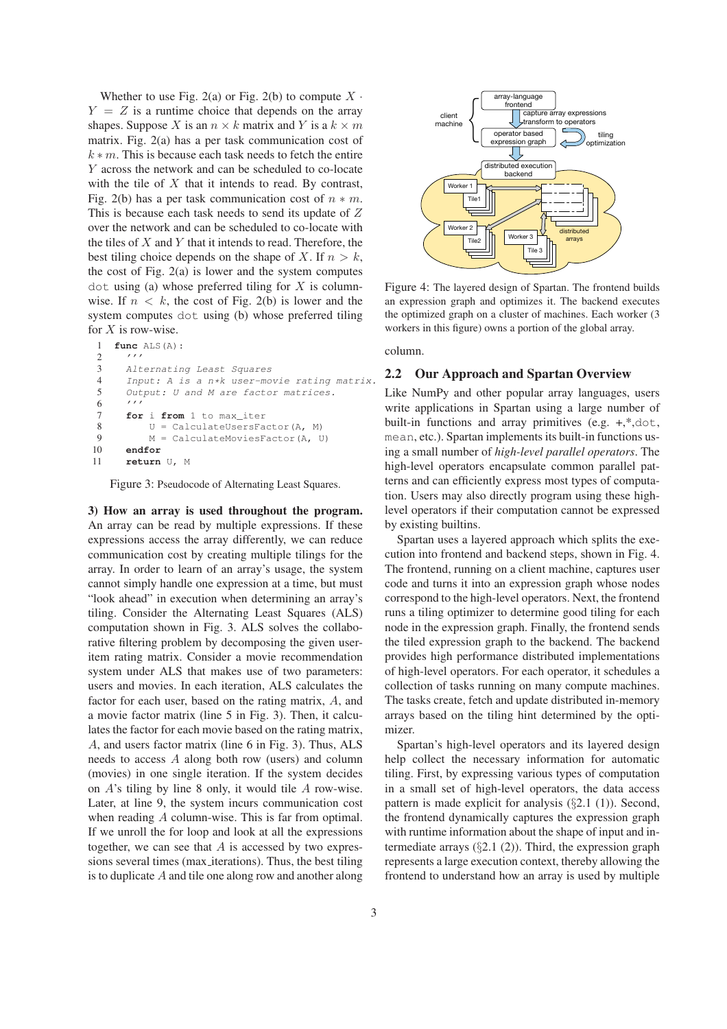Whether to use Fig. 2(a) or Fig. 2(b) to compute $X \cdot Y = Z$ is a runtime choice that depends on the array shapes. Suppose $X$ is an $n \times k$ matrix and $Y$ is a $k \times m$ matrix. Fig. 2(a) has a per task communication cost of $k * m$. This is because each task needs to fetch the entire $Y$ across the network and can be scheduled to co-locate with the tile of $X$ that it intends to read. By contrast, Fig. 2(b) has a per task communication cost of $n * m$. This is because each task needs to send its update of $Z$ over the network and can be scheduled to co-locate with the tiles of $X$ and $Y$ that it intends to read. Therefore, the best tiling choice depends on the shape of $X$. If $n > k$, the cost of Fig. 2(a) is lower and the system computes `dot` using (a) whose preferred tiling for $X$ is column-wise. If $n < k$, the cost of Fig. 2(b) is lower and the system computes `dot` using (b) whose preferred tiling for $X$ is row-wise.

```
1  func ALS(A):
2    '''
3    Alternating Least Squares
4    Input: A is a n*k user-movie rating matrix.
5    Output: U and M are factor matrices.
6    '''
7    for i from 1 to max_iter
8        U = CalculateUsersFactor(A, M)
9        M = CalculateMoviesFactor(A, U)
10   endfor
11   return U, M
```

Figure 3: Pseudocode of Alternating Least Squares.

**3) How an array is used throughout the program.** An array can be read by multiple expressions. If these expressions access the array differently, we can reduce communication cost by creating multiple tilings for the array. In order to learn of an array's usage, the system cannot simply handle one expression at a time, but must "look ahead" in expression execution when determining an array's tiling. Consider the Alternating Least Squares (ALS) computation shown in Fig. 3. ALS solves the collaborative filtering problem by decomposing the given user-item rating matrix. Consider a movie recommendation system under ALS that makes use of two parameters: users and movies. In each iteration, ALS calculates the factor for each user, based on the rating matrix, $A$, and a movie factor matrix (line 5 in Fig. 3). Then, it calculates the factor for each movie based on the rating matrix, $A$, and users factor matrix (line 6 in Fig. 3). Thus, ALS needs to access $A$ along both row (users) and column (movies) in one single iteration. If the system decides on $A$'s tiling by line 8 only, it would tile $A$ row-wise. Later, at line 9, the system incurs communication cost when reading $A$ column-wise. This is far from optimal. If we unroll the for loop and look at all the expressions together, we can see that $A$ is accessed by two expressions several times (max_iterations). Thus, the best tiling is to duplicate $A$ and tile one along row and another along column.

Figure 4: The layered design of Spartan. The frontend builds an expression graph and optimizes it. The backend executes the optimized graph on a cluster of machines. Each worker (3 workers in this figure) owns a portion of the global array.

## 2.2 Our Approach and Spartan Overview

Like NumPy and other popular array languages, users write applications in Spartan using a large number of built-in functions and array primitives (e.g. +,*,`dot`, `mean`, etc.). Spartan implements its built-in functions using a small number of *high-level parallel operators*. The high-level operators encapsulate common parallel patterns and can efficiently express most types of computation. Users may also directly program using these high-level operators if their computation cannot be expressed by existing builtins.

Spartan uses a layered approach which splits the execution into frontend and backend steps, shown in Fig. 4. The frontend, running on a client machine, captures user code and turns it into an expression graph whose nodes correspond to the high-level operators. Next, the frontend runs a tiling optimizer to determine good tiling for each node in the expression graph. Finally, the frontend sends the tiled expression graph to the backend. The backend provides high performance distributed implementations of high-level operators. For each operator, it schedules a collection of tasks running on many compute machines. The tasks create, fetch and update distributed in-memory arrays based on the tiling hint determined by the optimizer.

Spartan's high-level operators and its layered design help collect the necessary information for automatic tiling. First, by expressing various types of computation in a small set of high-level operators, the data access pattern is made explicit for analysis (§2.1 (1)). Second, the frontend dynamically captures the expression graph with runtime information about the shape of input and intermediate arrays (§2.1 (2)). Third, the expression graph represents a large execution context, thereby allowing the frontend to understand how an array is used by multiple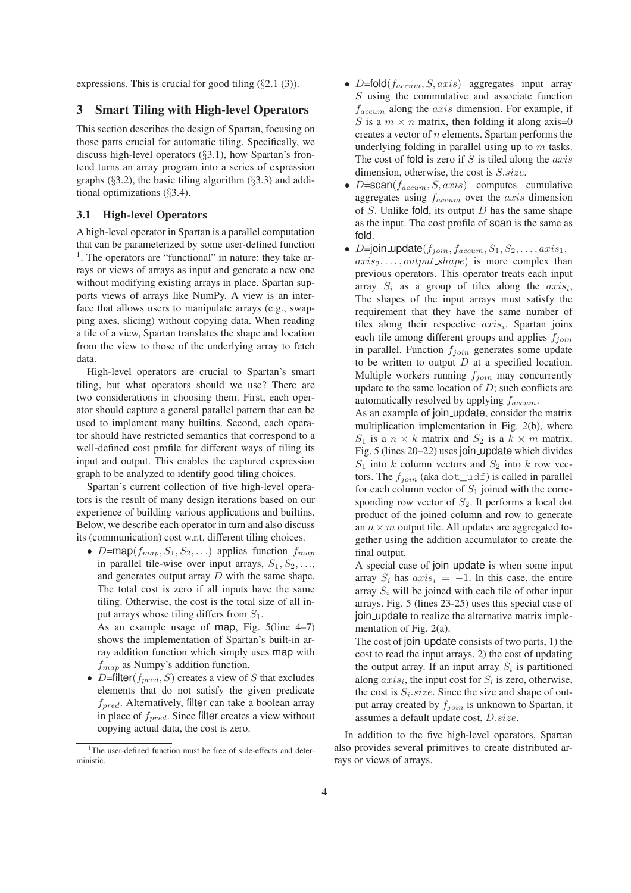expressions. This is crucial for good tiling (§2.1 (3)).

## 3 Smart Tiling with High-level Operators

This section describes the design of Spartan, focusing on those parts crucial for automatic tiling. Specifically, we discuss high-level operators (§3.1), how Spartan's frontend turns an array program into a series of expression graphs (§3.2), the basic tiling algorithm (§3.3) and additional optimizations (§3.4).

### 3.1 High-level Operators

A high-level operator in Spartan is a parallel computation that can be parameterized by some user-defined function [1]. The operators are "functional" in nature: they take arrays or views of arrays as input and generate a new one without modifying existing arrays in place. Spartan supports views of arrays like NumPy. A view is an interface that allows users to manipulate arrays (e.g., swapping axes, slicing) without copying data. When reading a tile of a view, Spartan translates the shape and location from the view to those of the underlying array to fetch data.

High-level operators are crucial to Spartan's smart tiling, but what operators should we use? There are two considerations in choosing them. First, each operator should capture a general parallel pattern that can be used to implement many builtins. Second, each operator should have restricted semantics that correspond to a well-defined cost profile for different ways of tiling its input and output. This enables the captured expression graph to be analyzed to identify good tiling choices.

Spartan's current collection of five high-level operators is the result of many design iterations based on our experience of building various applications and builtins. Below, we describe each operator in turn and also discuss its (communication) cost w.r.t. different tiling choices.

- $D$=map($f_{map}, S_1, S_2, \ldots$) applies function $f_{map}$ in parallel tile-wise over input arrays, $S_1, S_2, \ldots$, and generates output array $D$ with the same shape. The total cost is zero if all inputs have the same tiling. Otherwise, the cost is the total size of all input arrays whose tiling differs from $S_1$.
  As an example usage of map, Fig. 5(line 4–7) shows the implementation of Spartan's built-in array addition function which simply uses map with $f_{map}$ as Numpy's addition function.
- $D$=filter($f_{pred}, S$) creates a view of $S$ that excludes elements that do not satisfy the given predicate $f_{pred}$. Alternatively, filter can take a boolean array in place of $f_{pred}$. Since filter creates a view without copying actual data, the cost is zero.
- $D$=fold($f_{accum}, S, axis$) aggregates input array $S$ using the commutative and associate function $f_{accum}$ along the $axis$ dimension. For example, if $S$ is a $m \times n$ matrix, then folding it along axis=0 creates a vector of $n$ elements. Spartan performs the underlying folding in parallel using up to $m$ tasks. The cost of fold is zero if $S$ is tiled along the $axis$ dimension, otherwise, the cost is $S.size$.
- $D$=scan($f_{accum}, S, axis$) computes cumulative aggregates using $f_{accum}$ over the $axis$ dimension of $S$. Unlike fold, its output $D$ has the same shape as the input. The cost profile of scan is the same as fold.
- $D$=join_update($f_{join}, f_{accum}, S_1, S_2, \ldots, axis_1, axis_2, \ldots, output\_shape$) is more complex than previous operators. This operator treats each input array $S_i$ as a group of tiles along the $axis_i$, The shapes of the input arrays must satisfy the requirement that they have the same number of tiles along their respective $axis_i$. Spartan joins each tile among different groups and applies $f_{join}$ in parallel. Function $f_{join}$ generates some update to be written to output $D$ at a specified location. Multiple workers running $f_{join}$ may concurrently update to the same location of $D$; such conflicts are automatically resolved by applying $f_{accum}$.
  As an example of join_update, consider the matrix multiplication implementation in Fig. 2(b), where $S_1$ is a $n \times k$ matrix and $S_2$ is a $k \times m$ matrix. Fig. 5 (lines 20–22) uses join_update which divides $S_1$ into $k$ column vectors and $S_2$ into $k$ row vectors. The $f_{join}$ (aka `dot_udf`) is called in parallel for each column vector of $S_1$ joined with the corresponding row vector of $S_2$. It performs a local dot product of the joined column and row to generate an $n \times m$ output tile. All updates are aggregated together using the addition accumulator to create the final output.
  A special case of join_update is when some input array $S_i$ has $axis_i = -1$. In this case, the entire array $S_i$ will be joined with each tile of other input arrays. Fig. 5 (lines 23-25) uses this special case of join_update to realize the alternative matrix implementation of Fig. 2(a).
  The cost of join_update consists of two parts, 1) the cost to read the input arrays. 2) the cost of updating the output array. If an input array $S_i$ is partitioned along $axis_i$, the input cost for $S_i$ is zero, otherwise, the cost is $S_i.size$. Since the size and shape of output array created by $f_{join}$ is unknown to Spartan, it assumes a default update cost, $D.size$.

In addition to the five high-level operators, Spartan also provides several primitives to create distributed arrays or views of arrays.

[1] The user-defined function must be free of side-effects and deterministic.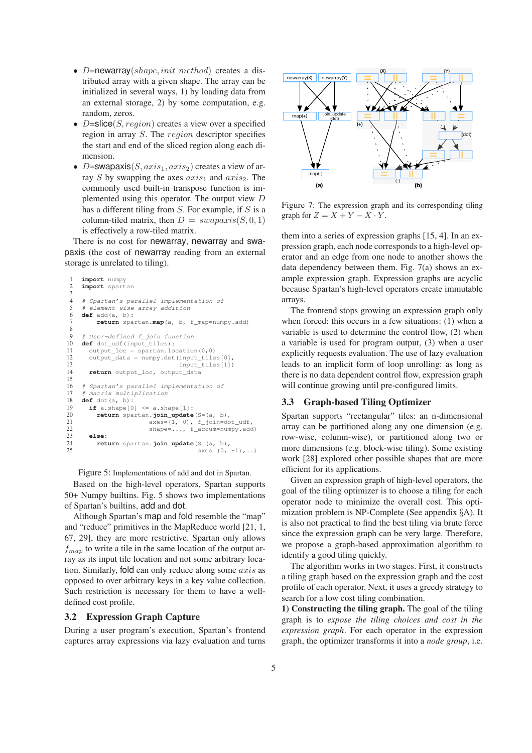- $D$=newarray($shape, init\_method$) creates a distributed array with a given shape. The array can be initialized in several ways, 1) by loading data from an external storage, 2) by some computation, e.g. random, zeros.
- $D$=slice($S, region$) creates a view over a specified region in array $S$. The $region$ descriptor specifies the start and end of the sliced region along each dimension.
- $D$=swapaxis($S, axis_1, axis_2$) creates a view of array $S$ by swapping the axes $axis_1$ and $axis_2$. The commonly used built-in transpose function is implemented using this operator. The output view $D$ has a different tiling from $S$. For example, if $S$ is a column-tiled matrix, then $D = swapaxis(S, 0, 1)$ is effectively a row-tiled matrix.

There is no cost for newarray, newarray and swapaxis (the cost of newarray reading from an external storage is unrelated to tiling).

```
1   import numpy
2   import spartan
3
4   # Spartan's parallel implementation of
5   # element-wise array addition
6   def add(a, b):
7       return spartan.map(a, b, f_map=numpy.add)
8
9   # User-defined f_join function
10  def dot_udf(input_tiles):
11    output_loc = spartan.location(0,0)
12    output_data = numpy.dot(input_tiles[0],
13                            input_tiles[1])
14    return output_loc, output_data
15
16  # Spartan's parallel implementation of
17  # matrix multiplication
18  def dot(a, b):
19    if a.shape[0] <= a.shape[1]:
20      return spartan.join_update(S=(a, b),
21                  axes=(1, 0), f_join=dot_udf,
22                  shape=..., f_accum=numpy.add)
23    else:
24      return spartan.join_update(S=(a, b),
25                          axes=(0, -1),..)
```

Figure 5: Implementations of add and dot in Spartan.

Based on the high-level operators, Spartan supports 50+ Numpy builtins. Fig. 5 shows two implementations of Spartan's builtins, add and dot.

Although Spartan's map and fold resemble the "map" and "reduce" primitives in the MapReduce world [21, 1, 67, 29], they are more restrictive. Spartan only allows $f_{map}$ to write a tile in the same location of the output array as its input tile location and not some arbitrary location. Similarly, fold can only reduce along some $axis$ as opposed to over arbitrary keys in a key value collection. Such restriction is necessary for them to have a well-defined cost profile.

### 3.2 Expression Graph Capture

During a user program's execution, Spartan's frontend captures array expressions via lazy evaluation and turns them into a series of expression graphs [15, 4]. In an expression graph, each node corresponds to a high-level operator and an edge from one node to another shows the data dependency between them. Fig. 7(a) shows an example expression graph. Expression graphs are acyclic because Spartan's high-level operators create immutable arrays.

Figure 7: The expression graph and its corresponding tiling graph for $Z = X + Y - X \cdot Y$.

The frontend stops growing an expression graph only when forced: this occurs in a few situations: (1) when a variable is used to determine the control flow, (2) when a variable is used for program output, (3) when a user explicitly requests evaluation. The use of lazy evaluation leads to an implicit form of loop unrolling: as long as there is no data dependent control flow, expression graph will continue growing until pre-configured limits.

### 3.3 Graph-based Tiling Optimizer

Spartan supports "rectangular" tiles: an n-dimensional array can be partitioned along any one dimension (e.g. row-wise, column-wise), or partitioned along two or more dimensions (e.g. block-wise tiling). Some existing work [28] explored other possible shapes that are more efficient for its applications.

Given an expression graph of high-level operators, the goal of the tiling optimizer is to choose a tiling for each operator node to minimize the overall cost. This optimization problem is NP-Complete (See appendix §A). It is also not practical to find the best tiling via brute force since the expression graph can be very large. Therefore, we propose a graph-based approximation algorithm to identify a good tiling quickly.

The algorithm works in two stages. First, it constructs a tiling graph based on the expression graph and the cost profile of each operator. Next, it uses a greedy strategy to search for a low cost tiling combination.

**1) Constructing the tiling graph.** The goal of the tiling graph is to *expose the tiling choices and cost in the expression graph*. For each operator in the expression graph, the optimizer transforms it into a *node group*, i.e.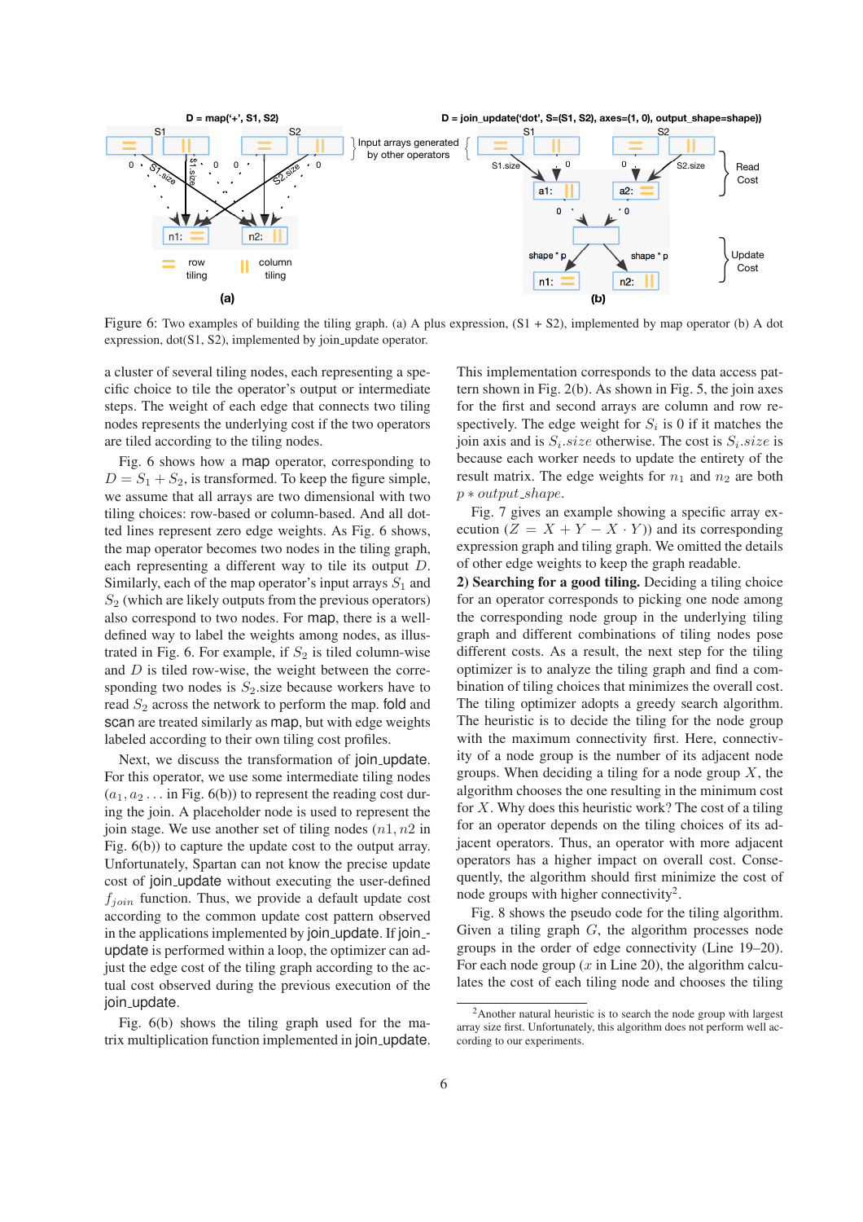Figure 6: Two examples of building the tiling graph. (a) A plus expression, (S1 + S2), implemented by map operator (b) A dot expression, dot(S1, S2), implemented by join_update operator.

a cluster of several tiling nodes, each representing a specific choice to tile the operator's output or intermediate steps. The weight of each edge that connects two tiling nodes represents the underlying cost if the two operators are tiled according to the tiling nodes.

Fig. 6 shows how a map operator, corresponding to $D = S_1 + S_2$, is transformed. To keep the figure simple, we assume that all arrays are two dimensional with two tiling choices: row-based or column-based. And all dotted lines represent zero edge weights. As Fig. 6 shows, the map operator becomes two nodes in the tiling graph, each representing a different way to tile its output $D$. Similarly, each of the map operator's input arrays $S_1$ and $S_2$ (which are likely outputs from the previous operators) also correspond to two nodes. For map, there is a well-defined way to label the weights among nodes, as illustrated in Fig. 6. For example, if $S_2$ is tiled column-wise and $D$ is tiled row-wise, the weight between the corresponding two nodes is $S_2$.size because workers have to read $S_2$ across the network to perform the map. fold and scan are treated similarly as map, but with edge weights labeled according to their own tiling cost profiles.

Next, we discuss the transformation of join_update. For this operator, we use some intermediate tiling nodes ($a_1, a_2 \dots$ in Fig. 6(b)) to represent the reading cost during the join. A placeholder node is used to represent the join stage. We use another set of tiling nodes ($n1, n2$ in Fig. 6(b)) to capture the update cost to the output array. Unfortunately, Spartan can not know the precise update cost of join_update without executing the user-defined $f_{join}$ function. Thus, we provide a default update cost according to the common update cost pattern observed in the applications implemented by join_update. If join_update is performed within a loop, the optimizer can adjust the edge cost of the tiling graph according to the actual cost observed during the previous execution of the join_update.

Fig. 6(b) shows the tiling graph used for the matrix multiplication function implemented in join_update. This implementation corresponds to the data access pattern shown in Fig. 2(b). As shown in Fig. 5, the join axes for the first and second arrays are column and row respectively. The edge weight for $S_i$ is 0 if it matches the join axis and is $S_i.size$ otherwise. The cost is $S_i.size$ is because each worker needs to update the entirety of the result matrix. The edge weights for $n_1$ and $n_2$ are both $p * output\_shape$.

Fig. 7 gives an example showing a specific array execution ($Z = X + Y - X \cdot Y$)) and its corresponding expression graph and tiling graph. We omitted the details of other edge weights to keep the graph readable.

**2) Searching for a good tiling.** Deciding a tiling choice for an operator corresponds to picking one node among the corresponding node group in the underlying tiling graph and different combinations of tiling nodes pose different costs. As a result, the next step for the tiling optimizer is to analyze the tiling graph and find a combination of tiling choices that minimizes the overall cost. The tiling optimizer adopts a greedy search algorithm. The heuristic is to decide the tiling for the node group with the maximum connectivity first. Here, connectivity of a node group is the number of its adjacent node groups. When deciding a tiling for a node group $X$, the algorithm chooses the one resulting in the minimum cost for $X$. Why does this heuristic work? The cost of a tiling for an operator depends on the tiling choices of its adjacent operators. Thus, an operator with more adjacent operators has a higher impact on overall cost. Consequently, the algorithm should first minimize the cost of node groups with higher connectivity[2].

Fig. 8 shows the pseudo code for the tiling algorithm. Given a tiling graph $G$, the algorithm processes node groups in the order of edge connectivity (Line 19–20). For each node group ($x$ in Line 20), the algorithm calculates the cost of each tiling node and chooses the tiling

[2]Another natural heuristic is to search the node group with largest array size first. Unfortunately, this algorithm does not perform well according to our experiments.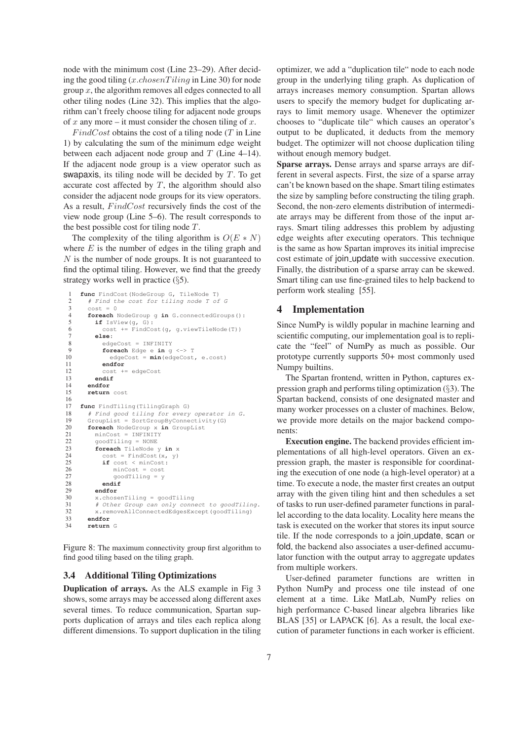node with the minimum cost (Line 23–29). After deciding the good tiling ($x.chosenTiling$ in Line 30) for node group $x$, the algorithm removes all edges connected to all other tiling nodes (Line 32). This implies that the algorithm can't freely choose tiling for adjacent node groups of $x$ any more – it must consider the chosen tiling of $x$.

$FindCost$ obtains the cost of a tiling node ($T$ in Line 1) by calculating the sum of the minimum edge weight between each adjacent node group and $T$ (Line 4–14). If the adjacent node group is a view operator such as swapaxis, its tiling node will be decided by $T$. To get accurate cost affected by $T$, the algorithm should also consider the adjacent node groups for its view operators. As a result, $FindCost$ recursively finds the cost of the view node group (Line 5–6). The result corresponds to the best possible cost for tiling node $T$.

The complexity of the tiling algorithm is $O(E * N)$ where $E$ is the number of edges in the tiling graph and $N$ is the number of node groups. It is not guaranteed to find the optimal tiling. However, we find that the greedy strategy works well in practice (§5).

```
1   func FindCost(NodeGroup G, TileNode T)
2     # Find the cost for tiling node T of G
3     cost = 0
4     foreach NodeGroup g in G.connectedGroups():
5       if IsView(g, G):
6         cost += FindCost(g, g.viewTileNode(T))
7       else:
8         edgeCost = INFINITY
9         foreach Edge e in g <-> T
10          edgeCost = min(edgeCost, e.cost)
11        endfor
12        cost += edgeCost
13      endif
14    endfor
15    return cost
16
17  func FindTiling(TilingGraph G)
18    # Find good tiling for every operator in G.
19    GroupList = SortGroupByConnectivity(G)
20    foreach NodeGroup x in GroupList
21      minCost = INFINITY
22      goodTiling = NONE
23      foreach TileNode y in x
24        cost = FindCost(x, y)
25        if cost < minCost:
26           minCost = cost
27           goodTiling = y
28        endif
29      endfor
30      x.chosenTiling = goodTiling
31      # Other Group can only connect to goodTiling.
32      x.removeAllConnectedEdgesExcept(goodTiling)
33    endfor
34    return G
```

Figure 8: The maximum connectivity group first algorithm to find good tiling based on the tiling graph.

### 3.4 Additional Tiling Optimizations

**Duplication of arrays.** As the ALS example in Fig 3 shows, some arrays may be accessed along different axes several times. To reduce communication, Spartan supports duplication of arrays and tiles each replica along different dimensions. To support duplication in the tiling optimizer, we add a "duplication tile" node to each node group in the underlying tiling graph. As duplication of arrays increases memory consumption. Spartan allows users to specify the memory budget for duplicating arrays to limit memory usage. Whenever the optimizer chooses to "duplicate tile" which causes an operator's output to be duplicated, it deducts from the memory budget. The optimizer will not choose duplication tiling without enough memory budget.

**Sparse arrays.** Dense arrays and sparse arrays are different in several aspects. First, the size of a sparse array can't be known based on the shape. Smart tiling estimates the size by sampling before constructing the tiling graph. Second, the non-zero elements distribution of intermediate arrays may be different from those of the input arrays. Smart tiling addresses this problem by adjusting edge weights after executing operators. This technique is the same as how Spartan improves its initial imprecise cost estimate of join_update with successive execution. Finally, the distribution of a sparse array can be skewed. Smart tiling can use fine-grained tiles to help backend to perform work stealing [55].

## 4 Implementation

Since NumPy is wildly popular in machine learning and scientific computing, our implementation goal is to replicate the "feel" of NumPy as much as possible. Our prototype currently supports 50+ most commonly used Numpy builtins.

The Spartan frontend, written in Python, captures expression graph and performs tiling optimization (§3). The Spartan backend, consists of one designated master and many worker processes on a cluster of machines. Below, we provide more details on the major backend components:

**Execution engine.** The backend provides efficient implementations of all high-level operators. Given an expression graph, the master is responsible for coordinating the execution of one node (a high-level operator) at a time. To execute a node, the master first creates an output array with the given tiling hint and then schedules a set of tasks to run user-defined parameter functions in parallel according to the data locality. Locality here means the task is executed on the worker that stores its input source tile. If the node corresponds to a join_update, scan or fold, the backend also associates a user-defined accumulator function with the output array to aggregate updates from multiple workers.

User-defined parameter functions are written in Python NumPy and process one tile instead of one element at a time. Like MatLab, NumPy relies on high performance C-based linear algebra libraries like BLAS [35] or LAPACK [6]. As a result, the local execution of parameter functions in each worker is efficient.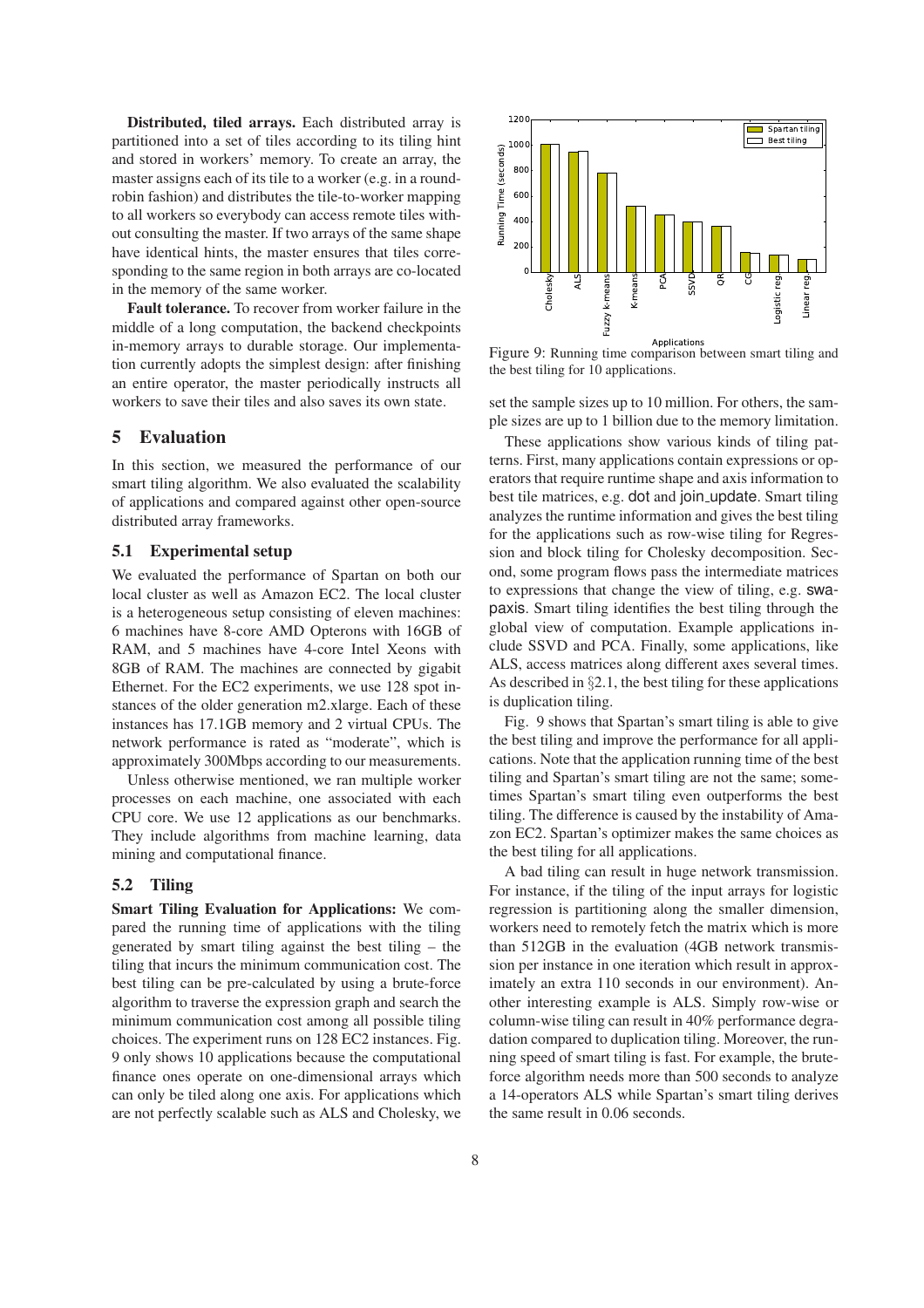**Distributed, tiled arrays.** Each distributed array is partitioned into a set of tiles according to its tiling hint and stored in workers' memory. To create an array, the master assigns each of its tile to a worker (e.g. in a round-robin fashion) and distributes the tile-to-worker mapping to all workers so everybody can access remote tiles without consulting the master. If two arrays of the same shape have identical hints, the master ensures that tiles corresponding to the same region in both arrays are co-located in the memory of the same worker.

**Fault tolerance.** To recover from worker failure in the middle of a long computation, the backend checkpoints in-memory arrays to durable storage. Our implementation currently adopts the simplest design: after finishing an entire operator, the master periodically instructs all workers to save their tiles and also saves its own state.

## 5 Evaluation

In this section, we measured the performance of our smart tiling algorithm. We also evaluated the scalability of applications and compared against other open-source distributed array frameworks.

### 5.1 Experimental setup

We evaluated the performance of Spartan on both our local cluster as well as Amazon EC2. The local cluster is a heterogeneous setup consisting of eleven machines: 6 machines have 8-core AMD Opterons with 16GB of RAM, and 5 machines have 4-core Intel Xeons with 8GB of RAM. The machines are connected by gigabit Ethernet. For the EC2 experiments, we use 128 spot instances of the older generation m2.xlarge. Each of these instances has 17.1GB memory and 2 virtual CPUs. The network performance is rated as "moderate", which is approximately 300Mbps according to our measurements.

Unless otherwise mentioned, we ran multiple worker processes on each machine, one associated with each CPU core. We use 12 applications as our benchmarks. They include algorithms from machine learning, data mining and computational finance.

### 5.2 Tiling

**Smart Tiling Evaluation for Applications:** We compared the running time of applications with the tiling generated by smart tiling against the best tiling – the tiling that incurs the minimum communication cost. The best tiling can be pre-calculated by using a brute-force algorithm to traverse the expression graph and search the minimum communication cost among all possible tiling choices. The experiment runs on 128 EC2 instances. Fig. 9 only shows 10 applications because the computational finance ones operate on one-dimensional arrays which can only be tiled along one axis. For applications which are not perfectly scalable such as ALS and Cholesky, we set the sample sizes up to 10 million. For others, the sample sizes are up to 1 billion due to the memory limitation.

Figure 9: Running time comparison between smart tiling and the best tiling for 10 applications.

These applications show various kinds of tiling patterns. First, many applications contain expressions or operators that require runtime shape and axis information to best tile matrices, e.g. dot and join_update. Smart tiling analyzes the runtime information and gives the best tiling for the applications such as row-wise tiling for Regression and block tiling for Cholesky decomposition. Second, some program flows pass the intermediate matrices to expressions that change the view of tiling, e.g. swapaxis. Smart tiling identifies the best tiling through the global view of computation. Example applications include SSVD and PCA. Finally, some applications, like ALS, access matrices along different axes several times. As described in §2.1, the best tiling for these applications is duplication tiling.

Fig. 9 shows that Spartan's smart tiling is able to give the best tiling and improve the performance for all applications. Note that the application running time of the best tiling and Spartan's smart tiling are not the same; sometimes Spartan's smart tiling even outperforms the best tiling. The difference is caused by the instability of Amazon EC2. Spartan's optimizer makes the same choices as the best tiling for all applications.

A bad tiling can result in huge network transmission. For instance, if the tiling of the input arrays for logistic regression is partitioning along the smaller dimension, workers need to remotely fetch the matrix which is more than 512GB in the evaluation (4GB network transmission per instance in one iteration which result in approximately an extra 110 seconds in our environment). Another interesting example is ALS. Simply row-wise or column-wise tiling can result in 40% performance degradation compared to duplication tiling. Moreover, the running speed of smart tiling is fast. For example, the brute-force algorithm needs more than 500 seconds to analyze a 14-operators ALS while Spartan's smart tiling derives the same result in 0.06 seconds.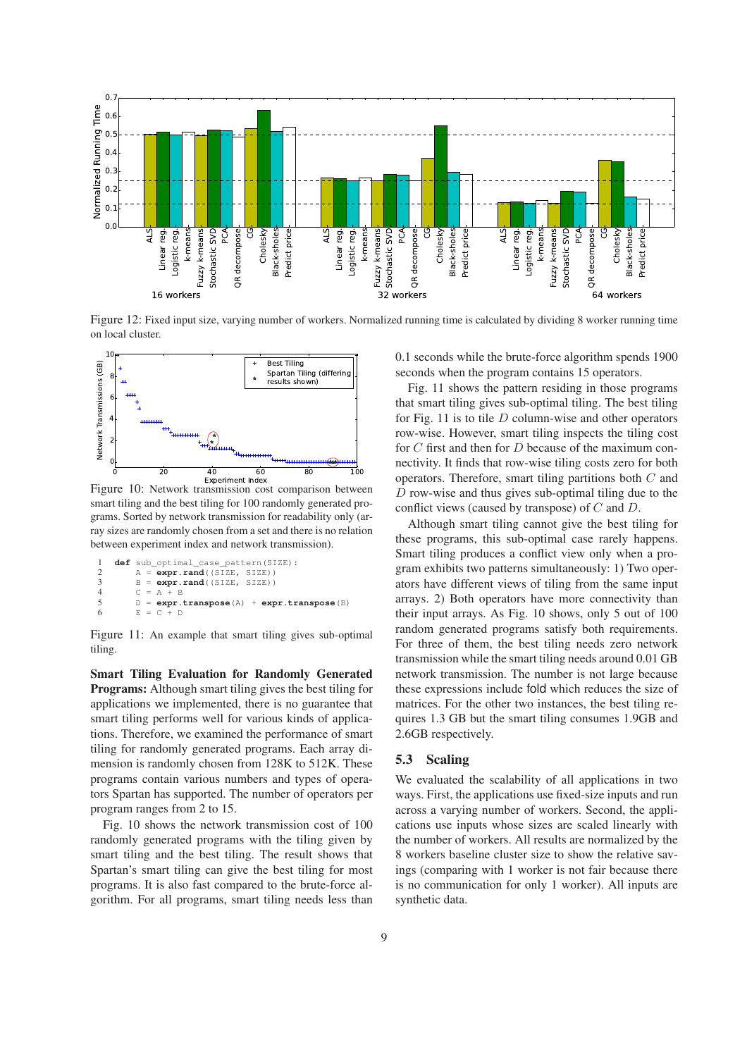Figure 12: Fixed input size, varying number of workers. Normalized running time is calculated by dividing 8 worker running time on local cluster.

Figure 10: Network transmission cost comparison between smart tiling and the best tiling for 100 randomly generated programs. Sorted by network transmission for readability only (array sizes are randomly chosen from a set and there is no relation between experiment index and network transmission).

```
1   def sub_optimal_case_pattern(SIZE):
2       A = expr.rand((SIZE, SIZE))
3       B = expr.rand((SIZE, SIZE))
4       C = A + B
5       D = expr.transpose(A) + expr.transpose(B)
6       E = C + D
```

Figure 11: An example that smart tiling gives sub-optimal tiling.

**Smart Tiling Evaluation for Randomly Generated Programs:** Although smart tiling gives the best tiling for applications we implemented, there is no guarantee that smart tiling performs well for various kinds of applications. Therefore, we examined the performance of smart tiling for randomly generated programs. Each array dimension is randomly chosen from 128K to 512K. These programs contain various numbers and types of operators Spartan has supported. The number of operators per program ranges from 2 to 15.

Fig. 10 shows the network transmission cost of 100 randomly generated programs with the tiling given by smart tiling and the best tiling. The result shows that Spartan's smart tiling can give the best tiling for most programs. It is also fast compared to the brute-force algorithm. For all programs, smart tiling needs less than 0.1 seconds while the brute-force algorithm spends 1900 seconds when the program contains 15 operators.

Fig. 11 shows the pattern residing in those programs that smart tiling gives sub-optimal tiling. The best tiling for Fig. 11 is to tile $D$ column-wise and other operators row-wise. However, smart tiling inspects the tiling cost for $C$ first and then for $D$ because of the maximum connectivity. It finds that row-wise tiling costs zero for both operators. Therefore, smart tiling partitions both $C$ and $D$ row-wise and thus gives sub-optimal tiling due to the conflict views (caused by transpose) of $C$ and $D$.

Although smart tiling cannot give the best tiling for these programs, this sub-optimal case rarely happens. Smart tiling produces a conflict view only when a program exhibits two patterns simultaneously: 1) Two operators have different views of tiling from the same input arrays. 2) Both operators have more connectivity than their input arrays. As Fig. 10 shows, only 5 out of 100 random generated programs satisfy both requirements. For three of them, the best tiling needs zero network transmission while the smart tiling needs around 0.01 GB network transmission. The number is not large because these expressions include fold which reduces the size of matrices. For the other two instances, the best tiling requires 1.3 GB but the smart tiling consumes 1.9GB and 2.6GB respectively.

## 5.3 Scaling

We evaluated the scalability of all applications in two ways. First, the applications use fixed-size inputs and run across a varying number of workers. Second, the applications use inputs whose sizes are scaled linearly with the number of workers. All results are normalized by the 8 workers baseline cluster size to show the relative savings (comparing with 1 worker is not fair because there is no communication for only 1 worker). All inputs are synthetic data.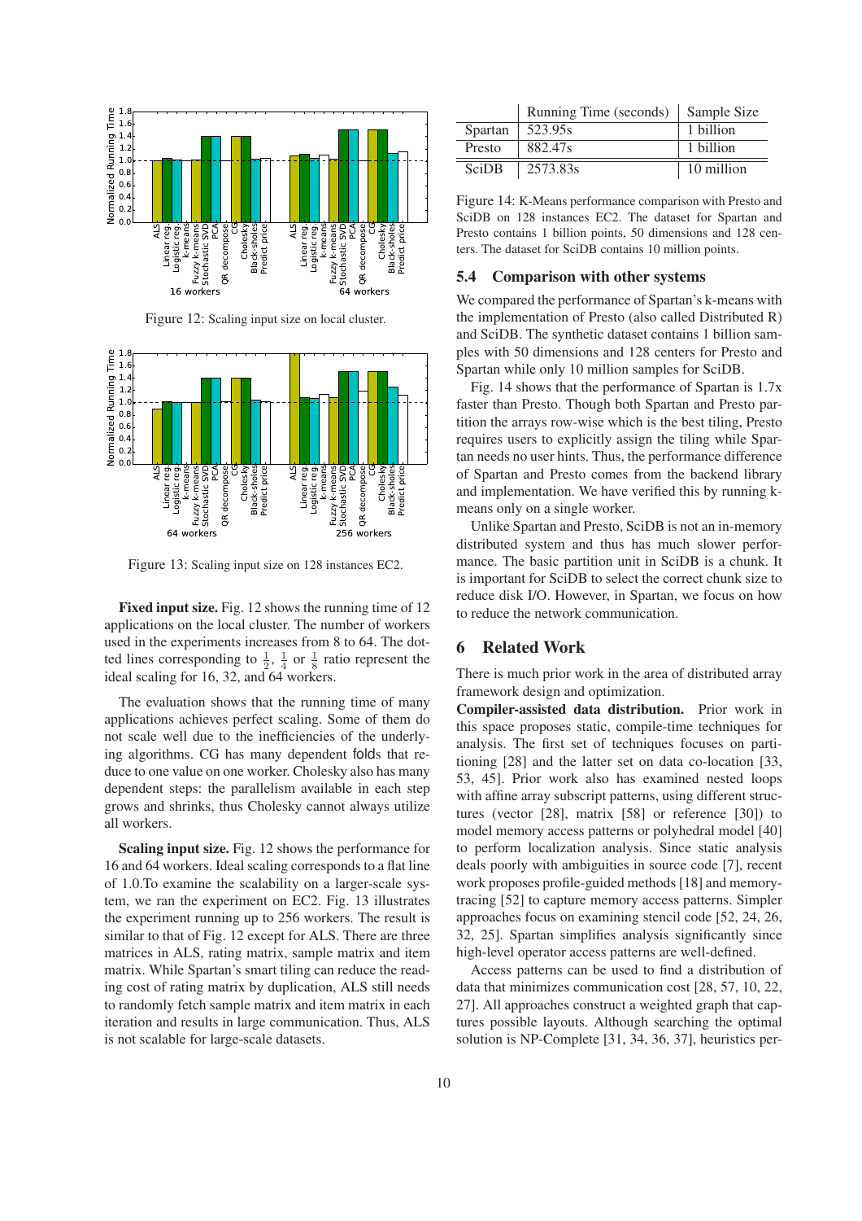Figure 12: Scaling input size on local cluster.

Figure 13: Scaling input size on 128 instances EC2.

**Fixed input size.** Fig. 12 shows the running time of 12 applications on the local cluster. The number of workers used in the experiments increases from 8 to 64. The dotted lines corresponding to $\frac{1}{2}$, $\frac{1}{4}$ or $\frac{1}{8}$ ratio represent the ideal scaling for 16, 32, and 64 workers.

The evaluation shows that the running time of many applications achieves perfect scaling. Some of them do not scale well due to the inefficiencies of the underlying algorithms. CG has many dependent folds that reduce to one value on one worker. Cholesky also has many dependent steps: the parallelism available in each step grows and shrinks, thus Cholesky cannot always utilize all workers.

**Scaling input size.** Fig. 12 shows the performance for 16 and 64 workers. Ideal scaling corresponds to a flat line of 1.0.To examine the scalability on a larger-scale system, we ran the experiment on EC2. Fig. 13 illustrates the experiment running up to 256 workers. The result is similar to that of Fig. 12 except for ALS. There are three matrices in ALS, rating matrix, sample matrix and item matrix. While Spartan's smart tiling can reduce the reading cost of rating matrix by duplication, ALS still needs to randomly fetch sample matrix and item matrix in each iteration and results in large communication. Thus, ALS is not scalable for large-scale datasets.

| | Running Time (seconds) | Sample Size |
|---|---|---|
| Spartan | 523.95s | 1 billion |
| Presto | 882.47s | 1 billion |
| SciDB | 2573.83s | 10 million |

Figure 14: K-Means performance comparison with Presto and SciDB on 128 instances EC2. The dataset for Spartan and Presto contains 1 billion points, 50 dimensions and 128 centers. The dataset for SciDB contains 10 million points.

### 5.4 Comparison with other systems

We compared the performance of Spartan's k-means with the implementation of Presto (also called Distributed R) and SciDB. The synthetic dataset contains 1 billion samples with 50 dimensions and 128 centers for Presto and Spartan while only 10 million samples for SciDB.

Fig. 14 shows that the performance of Spartan is 1.7x faster than Presto. Though both Spartan and Presto partition the arrays row-wise which is the best tiling, Presto requires users to explicitly assign the tiling while Spartan needs no user hints. Thus, the performance difference of Spartan and Presto comes from the backend library and implementation. We have verified this by running k-means only on a single worker.

Unlike Spartan and Presto, SciDB is not an in-memory distributed system and thus has much slower performance. The basic partition unit in SciDB is a chunk. It is important for SciDB to select the correct chunk size to reduce disk I/O. However, in Spartan, we focus on how to reduce the network communication.

## 6 Related Work

There is much prior work in the area of distributed array framework design and optimization.

**Compiler-assisted data distribution.** Prior work in this space proposes static, compile-time techniques for analysis. The first set of techniques focuses on partitioning [28] and the latter set on data co-location [33, 53, 45]. Prior work also has examined nested loops with affine array subscript patterns, using different structures (vector [28], matrix [58] or reference [30]) to model memory access patterns or polyhedral model [40] to perform localization analysis. Since static analysis deals poorly with ambiguities in source code [7], recent work proposes profile-guided methods [18] and memory-tracing [52] to capture memory access patterns. Simpler approaches focus on examining stencil code [52, 24, 26, 32, 25]. Spartan simplifies analysis significantly since high-level operator access patterns are well-defined.

Access patterns can be used to find a distribution of data that minimizes communication cost [28, 57, 10, 22, 27]. All approaches construct a weighted graph that captures possible layouts. Although searching the optimal solution is NP-Complete [31, 34, 36, 37], heuristics per-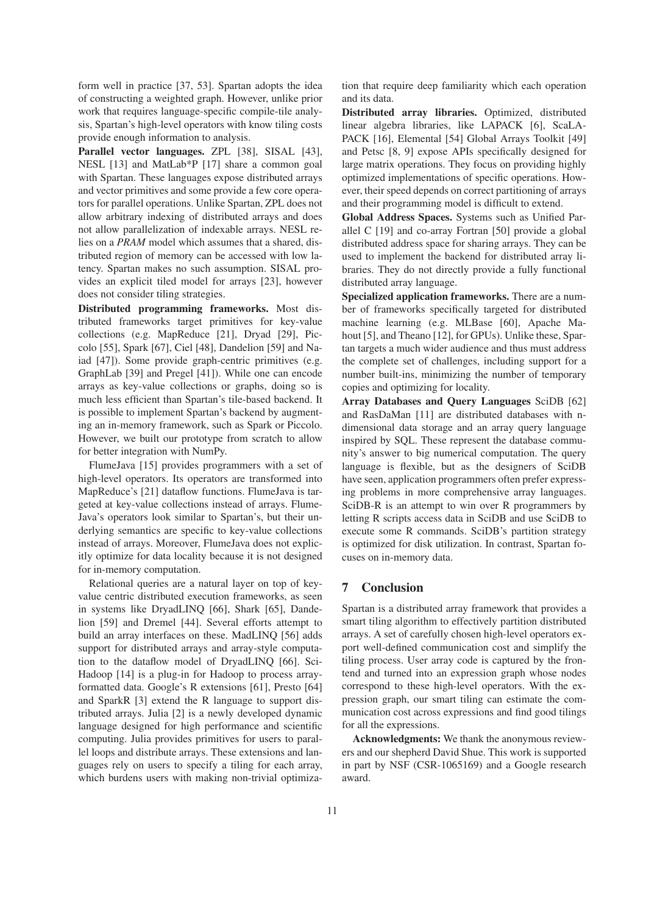form well in practice [37, 53]. Spartan adopts the idea of constructing a weighted graph. However, unlike prior work that requires language-specific compile-tile analysis, Spartan's high-level operators with know tiling costs provide enough information to analysis.

**Parallel vector languages.** ZPL [38], SISAL [43], NESL [13] and MatLab*P [17] share a common goal with Spartan. These languages expose distributed arrays and vector primitives and some provide a few core operators for parallel operations. Unlike Spartan, ZPL does not allow arbitrary indexing of distributed arrays and does not allow parallelization of indexable arrays. NESL relies on a *PRAM* model which assumes that a shared, distributed region of memory can be accessed with low latency. Spartan makes no such assumption. SISAL provides an explicit tiled model for arrays [23], however does not consider tiling strategies.

**Distributed programming frameworks.** Most distributed frameworks target primitives for key-value collections (e.g. MapReduce [21], Dryad [29], Piccolo [55], Spark [67], Ciel [48], Dandelion [59] and Naiad [47]). Some provide graph-centric primitives (e.g. GraphLab [39] and Pregel [41]). While one can encode arrays as key-value collections or graphs, doing so is much less efficient than Spartan's tile-based backend. It is possible to implement Spartan's backend by augmenting an in-memory framework, such as Spark or Piccolo. However, we built our prototype from scratch to allow for better integration with NumPy.

FlumeJava [15] provides programmers with a set of high-level operators. Its operators are transformed into MapReduce's [21] dataflow functions. FlumeJava is targeted at key-value collections instead of arrays. FlumeJava's operators look similar to Spartan's, but their underlying semantics are specific to key-value collections instead of arrays. Moreover, FlumeJava does not explicitly optimize for data locality because it is not designed for in-memory computation.

Relational queries are a natural layer on top of key-value centric distributed execution frameworks, as seen in systems like DryadLINQ [66], Shark [65], Dandelion [59] and Dremel [44]. Several efforts attempt to build an array interfaces on these. MadLINQ [56] adds support for distributed arrays and array-style computation to the dataflow model of DryadLINQ [66]. SciHadoop [14] is a plug-in for Hadoop to process array-formatted data. Google's R extensions [61], Presto [64] and SparkR [3] extend the R language to support distributed arrays. Julia [2] is a newly developed dynamic language designed for high performance and scientific computing. Julia provides primitives for users to parallel loops and distribute arrays. These extensions and languages rely on users to specify a tiling for each array, which burdens users with making non-trivial optimization that require deep familiarity which each operation and its data.

**Distributed array libraries.** Optimized, distributed linear algebra libraries, like LAPACK [6], ScaLAPACK [16], Elemental [54] Global Arrays Toolkit [49] and Petsc [8, 9] expose APIs specifically designed for large matrix operations. They focus on providing highly optimized implementations of specific operations. However, their speed depends on correct partitioning of arrays and their programming model is difficult to extend.

**Global Address Spaces.** Systems such as Unified Parallel C [19] and co-array Fortran [50] provide a global distributed address space for sharing arrays. They can be used to implement the backend for distributed array libraries. They do not directly provide a fully functional distributed array language.

**Specialized application frameworks.** There are a number of frameworks specifically targeted for distributed machine learning (e.g. MLBase [60], Apache Mahout [5], and Theano [12], for GPUs). Unlike these, Spartan targets a much wider audience and thus must address the complete set of challenges, including support for a number built-ins, minimizing the number of temporary copies and optimizing for locality.

**Array Databases and Query Languages** SciDB [62] and RasDaMan [11] are distributed databases with n-dimensional data storage and an array query language inspired by SQL. These represent the database community's answer to big numerical computation. The query language is flexible, but as the designers of SciDB have seen, application programmers often prefer expressing problems in more comprehensive array languages. SciDB-R is an attempt to win over R programmers by letting R scripts access data in SciDB and use SciDB to execute some R commands. SciDB's partition strategy is optimized for disk utilization. In contrast, Spartan focuses on in-memory data.

## 7 Conclusion

Spartan is a distributed array framework that provides a smart tiling algorithm to effectively partition distributed arrays. A set of carefully chosen high-level operators export well-defined communication cost and simplify the tiling process. User array code is captured by the frontend and turned into an expression graph whose nodes correspond to these high-level operators. With the expression graph, our smart tiling can estimate the communication cost across expressions and find good tilings for all the expressions.

**Acknowledgments:** We thank the anonymous reviewers and our shepherd David Shue. This work is supported in part by NSF (CSR-1065169) and a Google research award.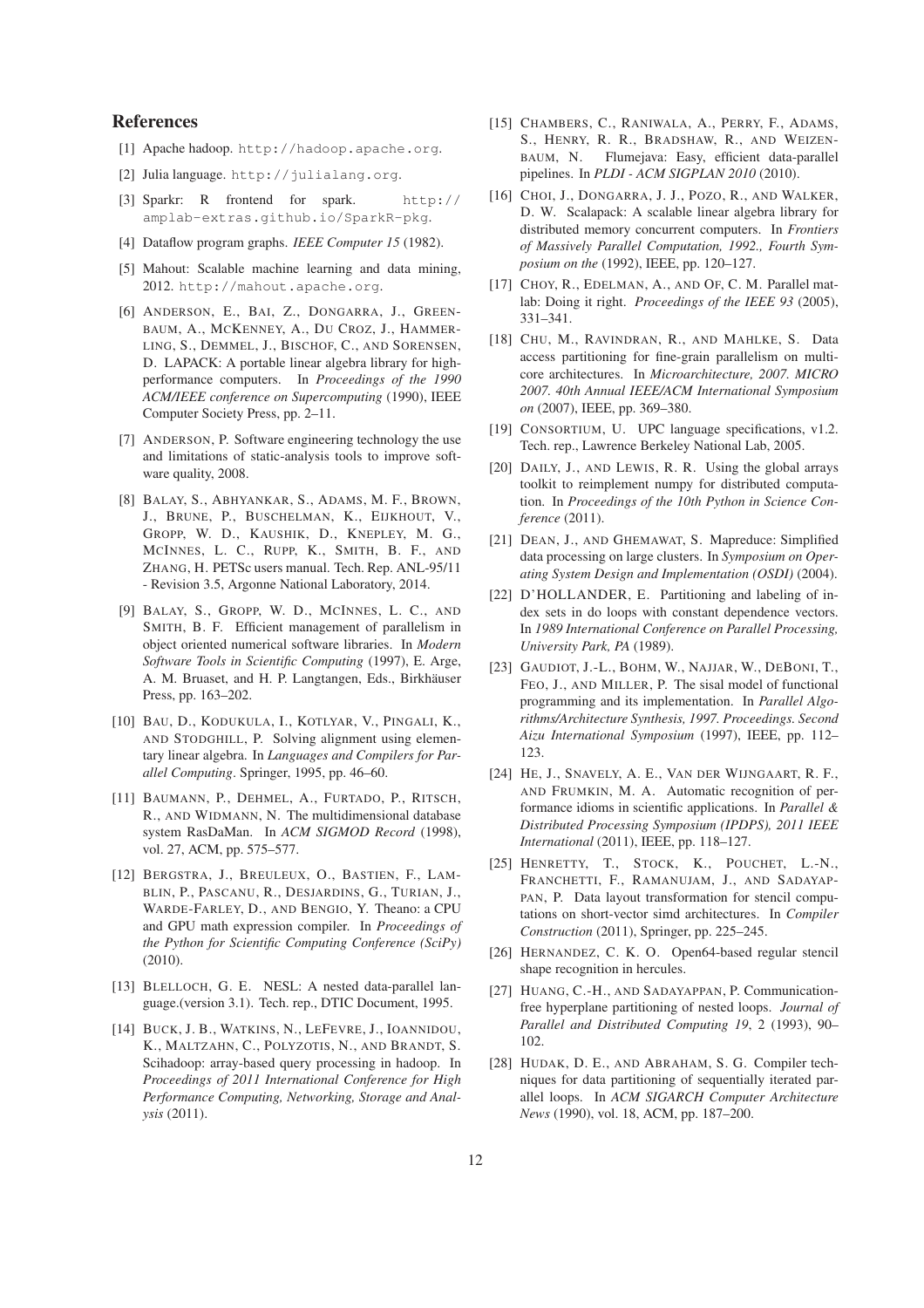## References

[1] Apache hadoop. http://hadoop.apache.org.

[2] Julia language. http://julialang.org.

[3] Sparkr: R frontend for spark. http://amplab-extras.github.io/SparkR-pkg.

[4] Dataflow program graphs. *IEEE Computer 15* (1982).

[5] Mahout: Scalable machine learning and data mining, 2012. http://mahout.apache.org.

[6] Anderson, E., Bai, Z., Dongarra, J., Greenbaum, A., McKenney, A., Du Croz, J., Hammerling, S., Demmel, J., Bischof, C., and Sorensen, D. LAPACK: A portable linear algebra library for high-performance computers. In *Proceedings of the 1990 ACM/IEEE conference on Supercomputing* (1990), IEEE Computer Society Press, pp. 2–11.

[7] Anderson, P. Software engineering technology the use and limitations of static-analysis tools to improve software quality, 2008.

[8] Balay, S., Abhyankar, S., Adams, M. F., Brown, J., Brune, P., Buschelman, K., Eijkhout, V., Gropp, W. D., Kaushik, D., Knepley, M. G., McInnes, L. C., Rupp, K., Smith, B. F., and Zhang, H. PETSc users manual. Tech. Rep. ANL-95/11 - Revision 3.5, Argonne National Laboratory, 2014.

[9] Balay, S., Gropp, W. D., McInnes, L. C., and Smith, B. F. Efficient management of parallelism in object oriented numerical software libraries. In *Modern Software Tools in Scientific Computing* (1997), E. Arge, A. M. Bruaset, and H. P. Langtangen, Eds., Birkhäuser Press, pp. 163–202.

[10] Bau, D., Kodukula, I., Kotlyar, V., Pingali, K., and Stodghill, P. Solving alignment using elementary linear algebra. In *Languages and Compilers for Parallel Computing*. Springer, 1995, pp. 46–60.

[11] Baumann, P., Dehmel, A., Furtado, P., Ritsch, R., and Widmann, N. The multidimensional database system RasDaMan. In *ACM SIGMOD Record* (1998), vol. 27, ACM, pp. 575–577.

[12] Bergstra, J., Breuleux, O., Bastien, F., Lamblin, P., Pascanu, R., Desjardins, G., Turian, J., Warde-Farley, D., and Bengio, Y. Theano: a CPU and GPU math expression compiler. In *Proceedings of the Python for Scientific Computing Conference (SciPy)* (2010).

[13] Blelloch, G. E. NESL: A nested data-parallel language.(version 3.1). Tech. rep., DTIC Document, 1995.

[14] Buck, J. B., Watkins, N., LeFevre, J., Ioannidou, K., Maltzahn, C., Polyzotis, N., and Brandt, S. Scihadoop: array-based query processing in hadoop. In *Proceedings of 2011 International Conference for High Performance Computing, Networking, Storage and Analysis* (2011).

[15] Chambers, C., Raniwala, A., Perry, F., Adams, S., Henry, R. R., Bradshaw, R., and Weizenbaum, N. Flumejava: Easy, efficient data-parallel pipelines. In *PLDI - ACM SIGPLAN 2010* (2010).

[16] Choi, J., Dongarra, J. J., Pozo, R., and Walker, D. W. Scalapack: A scalable linear algebra library for distributed memory concurrent computers. In *Frontiers of Massively Parallel Computation, 1992., Fourth Symposium on the* (1992), IEEE, pp. 120–127.

[17] Choy, R., Edelman, A., and Of, C. M. Parallel matlab: Doing it right. *Proceedings of the IEEE 93* (2005), 331–341.

[18] Chu, M., Ravindran, R., and Mahlke, S. Data access partitioning for fine-grain parallelism on multicore architectures. In *Microarchitecture, 2007. MICRO 2007. 40th Annual IEEE/ACM International Symposium on* (2007), IEEE, pp. 369–380.

[19] Consortium, U. UPC language specifications, v1.2. Tech. rep., Lawrence Berkeley National Lab, 2005.

[20] Daily, J., and Lewis, R. R. Using the global arrays toolkit to reimplement numpy for distributed computation. In *Proceedings of the 10th Python in Science Conference* (2011).

[21] Dean, J., and Ghemawat, S. Mapreduce: Simplified data processing on large clusters. In *Symposium on Operating System Design and Implementation (OSDI)* (2004).

[22] D'Hollander, E. Partitioning and labeling of index sets in do loops with constant dependence vectors. In *1989 International Conference on Parallel Processing, University Park, PA* (1989).

[23] Gaudiot, J.-L., Bohm, W., Najjar, W., DeBoni, T., Feo, J., and Miller, P. The sisal model of functional programming and its implementation. In *Parallel Algorithms/Architecture Synthesis, 1997. Proceedings. Second Aizu International Symposium* (1997), IEEE, pp. 112–123.

[24] He, J., Snavely, A. E., Van der Wijngaart, R. F., and Frumkin, M. A. Automatic recognition of performance idioms in scientific applications. In *Parallel & Distributed Processing Symposium (IPDPS), 2011 IEEE International* (2011), IEEE, pp. 118–127.

[25] Henretty, T., Stock, K., Pouchet, L.-N., Franchetti, F., Ramanujam, J., and Sadayappan, P. Data layout transformation for stencil computations on short-vector simd architectures. In *Compiler Construction* (2011), Springer, pp. 225–245.

[26] Hernandez, C. K. O. Open64-based regular stencil shape recognition in hercules.

[27] Huang, C.-H., and Sadayappan, P. Communication-free hyperplane partitioning of nested loops. *Journal of Parallel and Distributed Computing 19*, 2 (1993), 90–102.

[28] Hudak, D. E., and Abraham, S. G. Compiler techniques for data partitioning of sequentially iterated parallel loops. In *ACM SIGARCH Computer Architecture News* (1990), vol. 18, ACM, pp. 187–200.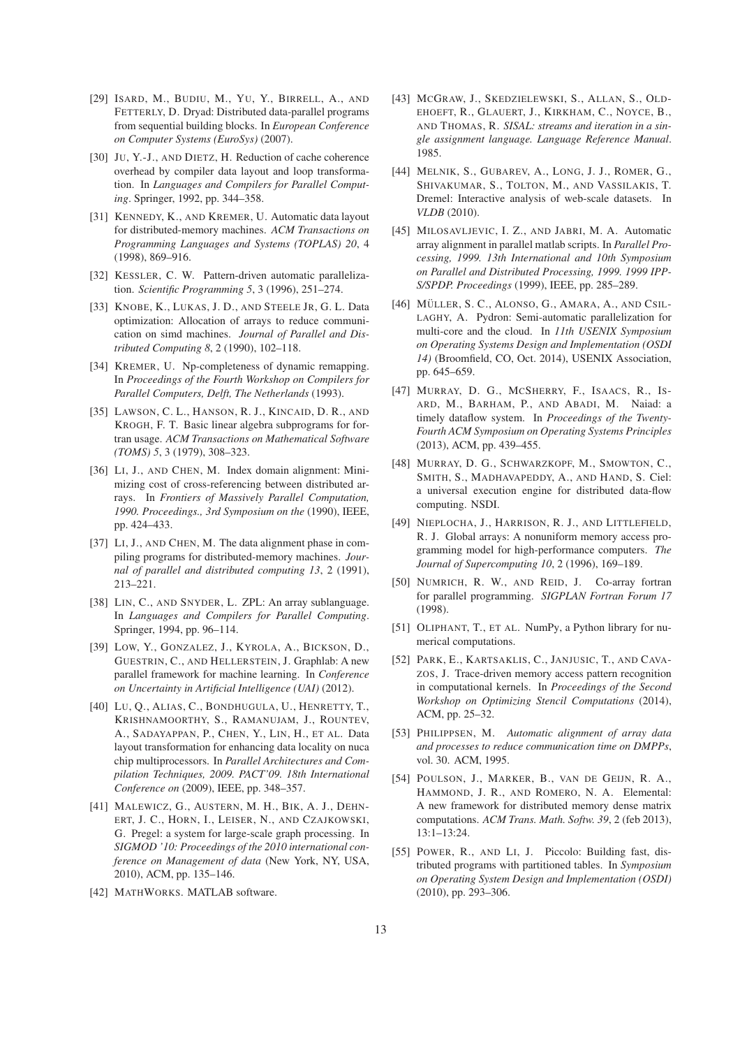[29] Isard, M., Budiu, M., Yu, Y., Birrell, A., and Fetterly, D. Dryad: Distributed data-parallel programs from sequential building blocks. In *European Conference on Computer Systems (EuroSys)* (2007).

[30] Ju, Y.-J., and Dietz, H. Reduction of cache coherence overhead by compiler data layout and loop transformation. In *Languages and Compilers for Parallel Computing*. Springer, 1992, pp. 344–358.

[31] Kennedy, K., and Kremer, U. Automatic data layout for distributed-memory machines. *ACM Transactions on Programming Languages and Systems (TOPLAS) 20*, 4 (1998), 869–916.

[32] Kessler, C. W. Pattern-driven automatic parallelization. *Scientific Programming 5*, 3 (1996), 251–274.

[33] Knobe, K., Lukas, J. D., and Steele Jr, G. L. Data optimization: Allocation of arrays to reduce communication on simd machines. *Journal of Parallel and Distributed Computing 8*, 2 (1990), 102–118.

[34] Kremer, U. Np-completeness of dynamic remapping. In *Proceedings of the Fourth Workshop on Compilers for Parallel Computers, Delft, The Netherlands* (1993).

[35] Lawson, C. L., Hanson, R. J., Kincaid, D. R., and Krogh, F. T. Basic linear algebra subprograms for fortran usage. *ACM Transactions on Mathematical Software (TOMS) 5*, 3 (1979), 308–323.

[36] Li, J., and Chen, M. Index domain alignment: Minimizing cost of cross-referencing between distributed arrays. In *Frontiers of Massively Parallel Computation, 1990. Proceedings., 3rd Symposium on the* (1990), IEEE, pp. 424–433.

[37] Li, J., and Chen, M. The data alignment phase in compiling programs for distributed-memory machines. *Journal of parallel and distributed computing 13*, 2 (1991), 213–221.

[38] Lin, C., and Snyder, L. ZPL: An array sublanguage. In *Languages and Compilers for Parallel Computing*. Springer, 1994, pp. 96–114.

[39] Low, Y., Gonzalez, J., Kyrola, A., Bickson, D., Guestrin, C., and Hellerstein, J. Graphlab: A new parallel framework for machine learning. In *Conference on Uncertainty in Artificial Intelligence (UAI)* (2012).

[40] Lu, Q., Alias, C., Bondhugula, U., Henretty, T., Krishnamoorthy, S., Ramanujam, J., Rountev, A., Sadayappan, P., Chen, Y., Lin, H., et al. Data layout transformation for enhancing data locality on nuca chip multiprocessors. In *Parallel Architectures and Compilation Techniques, 2009. PACT'09. 18th International Conference on* (2009), IEEE, pp. 348–357.

[41] Malewicz, G., Austern, M. H., Bik, A. J., Dehnert, J. C., Horn, I., Leiser, N., and Czajkowski, G. Pregel: a system for large-scale graph processing. In *SIGMOD '10: Proceedings of the 2010 international conference on Management of data* (New York, NY, USA, 2010), ACM, pp. 135–146.

[42] MathWorks. MATLAB software.

[43] McGraw, J., Skedzielewski, S., Allan, S., Oldehoeft, R., Glauert, J., Kirkham, C., Noyce, B., and Thomas, R. *SISAL: streams and iteration in a single assignment language. Language Reference Manual*. 1985.

[44] Melnik, S., Gubarev, A., Long, J. J., Romer, G., Shivakumar, S., Tolton, M., and Vassilakis, T. Dremel: Interactive analysis of web-scale datasets. In *VLDB* (2010).

[45] Milosavljevic, I. Z., and Jabri, M. A. Automatic array alignment in parallel matlab scripts. In *Parallel Processing, 1999. 13th International and 10th Symposium on Parallel and Distributed Processing, 1999. 1999 IPPS/SPDP. Proceedings* (1999), IEEE, pp. 285–289.

[46] Müller, S. C., Alonso, G., Amara, A., and Csillaghy, A. Pydron: Semi-automatic parallelization for multi-core and the cloud. In *11th USENIX Symposium on Operating Systems Design and Implementation (OSDI 14)* (Broomfield, CO, Oct. 2014), USENIX Association, pp. 645–659.

[47] Murray, D. G., McSherry, F., Isaacs, R., Isard, M., Barham, P., and Abadi, M. Naiad: a timely dataflow system. In *Proceedings of the Twenty-Fourth ACM Symposium on Operating Systems Principles* (2013), ACM, pp. 439–455.

[48] Murray, D. G., Schwarzkopf, M., Smowton, C., Smith, S., Madhavapeddy, A., and Hand, S. Ciel: a universal execution engine for distributed data-flow computing. NSDI.

[49] Nieplocha, J., Harrison, R. J., and Littlefield, R. J. Global arrays: A nonuniform memory access programming model for high-performance computers. *The Journal of Supercomputing 10*, 2 (1996), 169–189.

[50] Numrich, R. W., and Reid, J. Co-array fortran for parallel programming. *SIGPLAN Fortran Forum 17* (1998).

[51] Oliphant, T., et al. NumPy, a Python library for numerical computations.

[52] Park, E., Kartsaklis, C., Janjusic, T., and Cavazos, J. Trace-driven memory access pattern recognition in computational kernels. In *Proceedings of the Second Workshop on Optimizing Stencil Computations* (2014), ACM, pp. 25–32.

[53] Philippsen, M. *Automatic alignment of array data and processes to reduce communication time on DMPPs*, vol. 30. ACM, 1995.

[54] Poulson, J., Marker, B., van de Geijn, R. A., Hammond, J. R., and Romero, N. A. Elemental: A new framework for distributed memory dense matrix computations. *ACM Trans. Math. Softw. 39*, 2 (feb 2013), 13:1–13:24.

[55] Power, R., and Li, J. Piccolo: Building fast, distributed programs with partitioned tables. In *Symposium on Operating System Design and Implementation (OSDI)* (2010), pp. 293–306.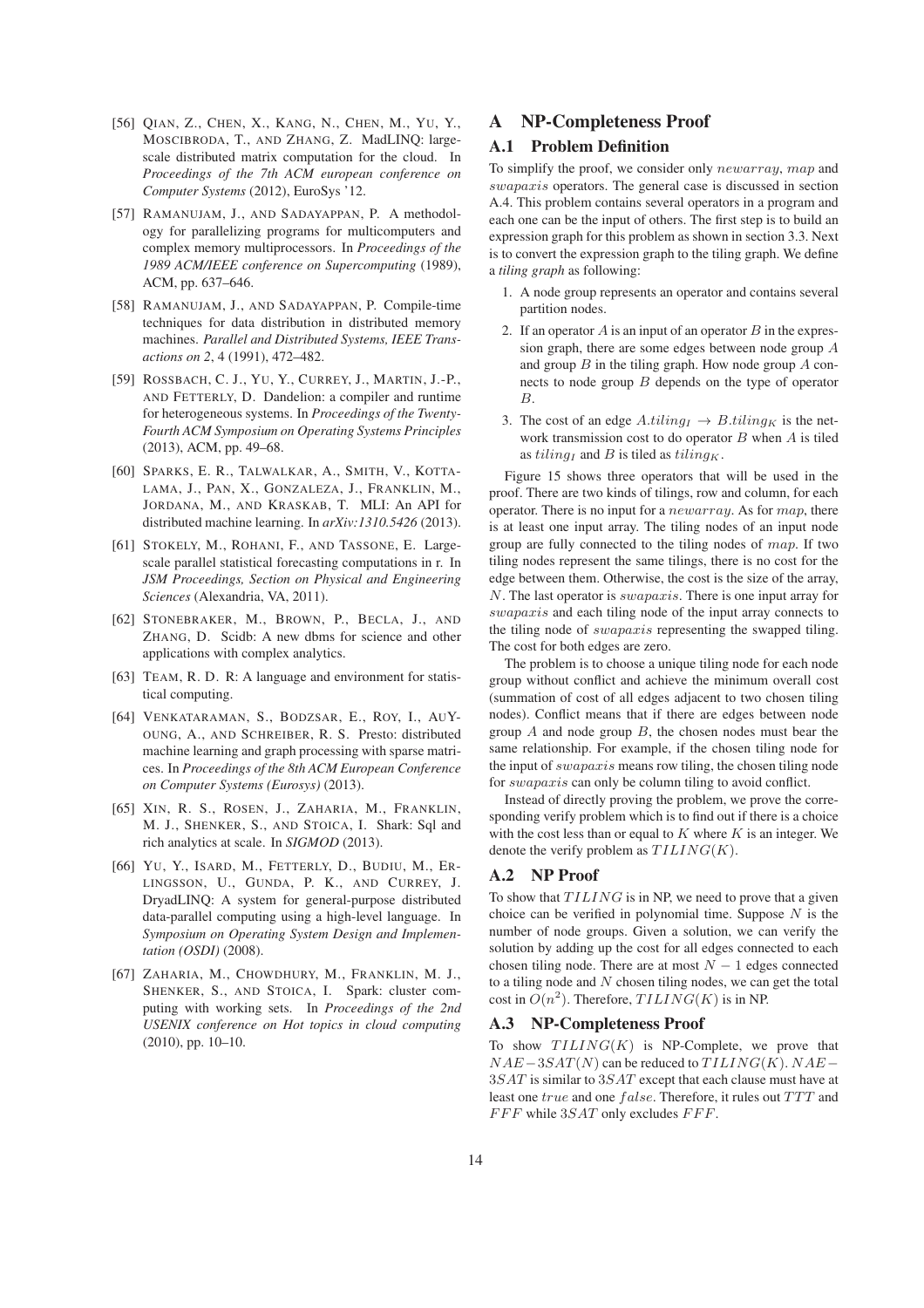[56] QIAN, Z., CHEN, X., KANG, N., CHEN, M., YU, Y., MOSCIBRODA, T., AND ZHANG, Z. MadLINQ: large-scale distributed matrix computation for the cloud. In *Proceedings of the 7th ACM european conference on Computer Systems* (2012), EuroSys '12.

[57] RAMANUJAM, J., AND SADAYAPPAN, P. A methodology for parallelizing programs for multicomputers and complex memory multiprocessors. In *Proceedings of the 1989 ACM/IEEE conference on Supercomputing* (1989), ACM, pp. 637–646.

[58] RAMANUJAM, J., AND SADAYAPPAN, P. Compile-time techniques for data distribution in distributed memory machines. *Parallel and Distributed Systems, IEEE Transactions on 2*, 4 (1991), 472–482.

[59] ROSSBACH, C. J., YU, Y., CURREY, J., MARTIN, J.-P., AND FETTERLY, D. Dandelion: a compiler and runtime for heterogeneous systems. In *Proceedings of the Twenty-Fourth ACM Symposium on Operating Systems Principles* (2013), ACM, pp. 49–68.

[60] SPARKS, E. R., TALWALKAR, A., SMITH, V., KOTTALAMA, J., PAN, X., GONZALEZA, J., FRANKLIN, M., JORDANA, M., AND KRASKAB, T. MLI: An API for distributed machine learning. In *arXiv:1310.5426* (2013).

[61] STOKELY, M., ROHANI, F., AND TASSONE, E. Large-scale parallel statistical forecasting computations in r. In *JSM Proceedings, Section on Physical and Engineering Sciences* (Alexandria, VA, 2011).

[62] STONEBRAKER, M., BROWN, P., BECLA, J., AND ZHANG, D. Scidb: A new dbms for science and other applications with complex analytics.

[63] TEAM, R. D. R: A language and environment for statistical computing.

[64] VENKATARAMAN, S., BODZSAR, E., ROY, I., AUYOUNG, A., AND SCHREIBER, R. S. Presto: distributed machine learning and graph processing with sparse matrices. In *Proceedings of the 8th ACM European Conference on Computer Systems (Eurosys)* (2013).

[65] XIN, R. S., ROSEN, J., ZAHARIA, M., FRANKLIN, M. J., SHENKER, S., AND STOICA, I. Shark: Sql and rich analytics at scale. In *SIGMOD* (2013).

[66] YU, Y., ISARD, M., FETTERLY, D., BUDIU, M., ERLINGSSON, U., GUNDA, P. K., AND CURREY, J. DryadLINQ: A system for general-purpose distributed data-parallel computing using a high-level language. In *Symposium on Operating System Design and Implementation (OSDI)* (2008).

[67] ZAHARIA, M., CHOWDHURY, M., FRANKLIN, M. J., SHENKER, S., AND STOICA, I. Spark: cluster computing with working sets. In *Proceedings of the 2nd USENIX conference on Hot topics in cloud computing* (2010), pp. 10–10.

# A NP-Completeness Proof

## A.1 Problem Definition

To simplify the proof, we consider only $newarray$, $map$ and $swapaxis$ operators. The general case is discussed in section A.4. This problem contains several operators in a program and each one can be the input of others. The first step is to build an expression graph for this problem as shown in section 3.3. Next is to convert the expression graph to the tiling graph. We define a *tiling graph* as following:

1. A node group represents an operator and contains several partition nodes.
2. If an operator $A$ is an input of an operator $B$ in the expression graph, there are some edges between node group $A$ and group $B$ in the tiling graph. How node group $A$ connects to node group $B$ depends on the type of operator $B$.
3. The cost of an edge $A.tiling_I \rightarrow B.tiling_K$ is the network transmission cost to do operator $B$ when $A$ is tiled as $tiling_I$ and $B$ is tiled as $tiling_K$.

Figure 15 shows three operators that will be used in the proof. There are two kinds of tilings, row and column, for each operator. There is no input for a $newarray$. As for $map$, there is at least one input array. The tiling nodes of an input node group are fully connected to the tiling nodes of $map$. If two tiling nodes represent the same tilings, there is no cost for the edge between them. Otherwise, the cost is the size of the array, $N$. The last operator is $swapaxis$. There is one input array for $swapaxis$ and each tiling node of the input array connects to the tiling node of $swapaxis$ representing the swapped tiling. The cost for both edges are zero.

The problem is to choose a unique tiling node for each node group without conflict and achieve the minimum overall cost (summation of cost of all edges adjacent to two chosen tiling nodes). Conflict means that if there are edges between node group $A$ and node group $B$, the chosen nodes must bear the same relationship. For example, if the chosen tiling node for the input of $swapaxis$ means row tiling, the chosen tiling node for $swapaxis$ can only be column tiling to avoid conflict.

Instead of directly proving the problem, we prove the corresponding verify problem which is to find out if there is a choice with the cost less than or equal to $K$ where $K$ is an integer. We denote the verify problem as $TILING(K)$.

## A.2 NP Proof

To show that $TILING$ is in NP, we need to prove that a given choice can be verified in polynomial time. Suppose $N$ is the number of node groups. Given a solution, we can verify the solution by adding up the cost for all edges connected to each chosen tiling node. There are at most $N-1$ edges connected to a tiling node and $N$ chosen tiling nodes, we can get the total cost in $O(n^2)$. Therefore, $TILING(K)$ is in NP.

## A.3 NP-Completeness Proof

To show $TILING(K)$ is NP-Complete, we prove that $NAE-3SAT(N)$ can be reduced to $TILING(K)$. $NAE-3SAT$ is similar to $3SAT$ except that each clause must have at least one $true$ and one $false$. Therefore, it rules out $TTT$ and $FFF$ while $3SAT$ only excludes $FFF$.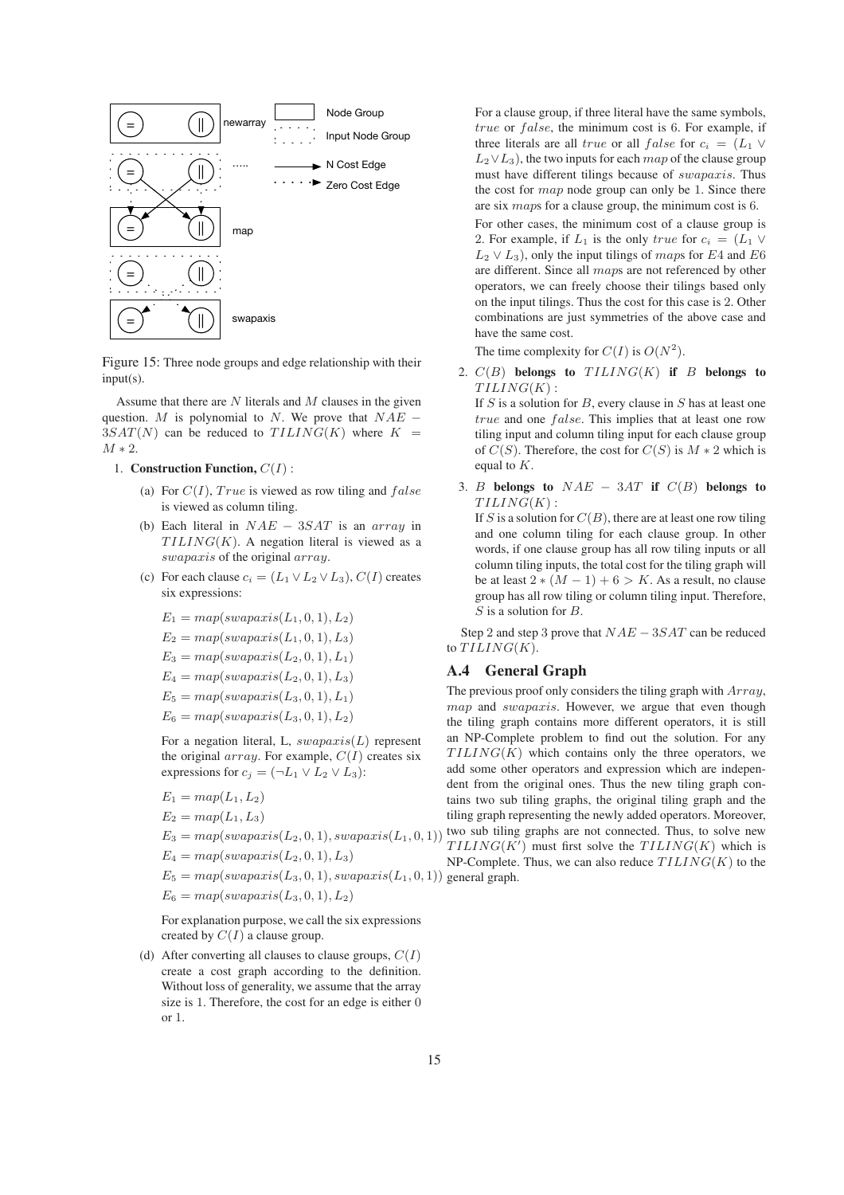Node Group

Input Node Group

N Cost Edge

Zero Cost Edge

newarray

.....

map

swapaxis

Figure 15: Three node groups and edge relationship with their input(s).

Assume that there are $N$ literals and $M$ clauses in the given question. $M$ is polynomial to $N$. We prove that $NAE - 3SAT(N)$ can be reduced to $TILING(K)$ where $K = M * 2$.

1. **Construction Function,** $C(I)$ :

   (a) For $C(I)$, $True$ is viewed as row tiling and $false$ is viewed as column tiling.

   (b) Each literal in $NAE - 3SAT$ is an $array$ in $TILING(K)$. A negation literal is viewed as a $swapaxis$ of the original $array$.

   (c) For each clause $c_i = (L_1 \vee L_2 \vee L_3)$, $C(I)$ creates six expressions:

   $$E_1 = map(swapaxis(L_1, 0, 1), L_2)$$
   $$E_2 = map(swapaxis(L_1, 0, 1), L_3)$$
   $$E_3 = map(swapaxis(L_2, 0, 1), L_1)$$
   $$E_4 = map(swapaxis(L_2, 0, 1), L_3)$$
   $$E_5 = map(swapaxis(L_3, 0, 1), L_1)$$
   $$E_6 = map(swapaxis(L_3, 0, 1), L_2)$$

   For a negation literal, L, $swapaxis(L)$ represent the original $array$. For example, $C(I)$ creates six expressions for $c_j = (\neg L_1 \vee L_2 \vee L_3)$:

   $$E_1 = map(L_1, L_2)$$
   $$E_2 = map(L_1, L_3)$$
   $$E_3 = map(swapaxis(L_2, 0, 1), swapaxis(L_1, 0, 1))$$
   $$E_4 = map(swapaxis(L_2, 0, 1), L_3)$$
   $$E_5 = map(swapaxis(L_3, 0, 1), swapaxis(L_1, 0, 1))$$
   $$E_6 = map(swapaxis(L_3, 0, 1), L_2)$$

   For explanation purpose, we call the six expressions created by $C(I)$ a clause group.

   (d) After converting all clauses to clause groups, $C(I)$ create a cost graph according to the definition. Without loss of generality, we assume that the array size is 1. Therefore, the cost for an edge is either 0 or 1.

   For a clause group, if three literal have the same symbols, $true$ or $false$, the minimum cost is 6. For example, if three literals are all $true$ or all $false$ for $c_i = (L_1 \vee L_2 \vee L_3)$, the two inputs for each $map$ of the clause group must have different tilings because of $swapaxis$. Thus the cost for $map$ node group can only be 1. Since there are six $map$s for a clause group, the minimum cost is 6.

   For other cases, the minimum cost of a clause group is 2. For example, if $L_1$ is the only $true$ for $c_i = (L_1 \vee L_2 \vee L_3)$, only the input tilings of $map$s for $E4$ and $E6$ are different. Since all $map$s are not referenced by other operators, we can freely choose their tilings based only on the input tilings. Thus the cost for this case is 2. Other combinations are just symmetries of the above case and have the same cost.

   The time complexity for $C(I)$ is $O(N^2)$.

2. $C(B)$ **belongs to** $TILING(K)$ **if** $B$ **belongs to** $TILING(K)$ :

   If $S$ is a solution for $B$, every clause in $S$ has at least one $true$ and one $false$. This implies that at least one row tiling input and column tiling input for each clause group of $C(S)$. Therefore, the cost for $C(S)$ is $M * 2$ which is equal to $K$.

3. $B$ **belongs to** $NAE - 3AT$ **if** $C(B)$ **belongs to** $TILING(K)$ :

   If $S$ is a solution for $C(B)$, there are at least one row tiling and one column tiling for each clause group. In other words, if one clause group has all row tiling inputs or all column tiling inputs, the total cost for the tiling graph will be at least $2 * (M - 1) + 6 > K$. As a result, no clause group has all row tiling or column tiling input. Therefore, $S$ is a solution for $B$.

Step 2 and step 3 prove that $NAE - 3SAT$ can be reduced to $TILING(K)$.

## A.4 General Graph

The previous proof only considers the tiling graph with $Array$, $map$ and $swapaxis$. However, we argue that even though the tiling graph contains more different operators, it is still an NP-Complete problem to find out the solution. For any $TILING(K)$ which contains only the three operators, we add some other operators and expression which are independent from the original ones. Thus the new tiling graph contains two sub tiling graphs, the original tiling graph and the tiling graph representing the newly added operators. Moreover, two sub tiling graphs are not connected. Thus, to solve new $TILING(K')$ must first solve the $TILING(K)$ which is NP-Complete. Thus, we can also reduce $TILING(K)$ to the general graph.